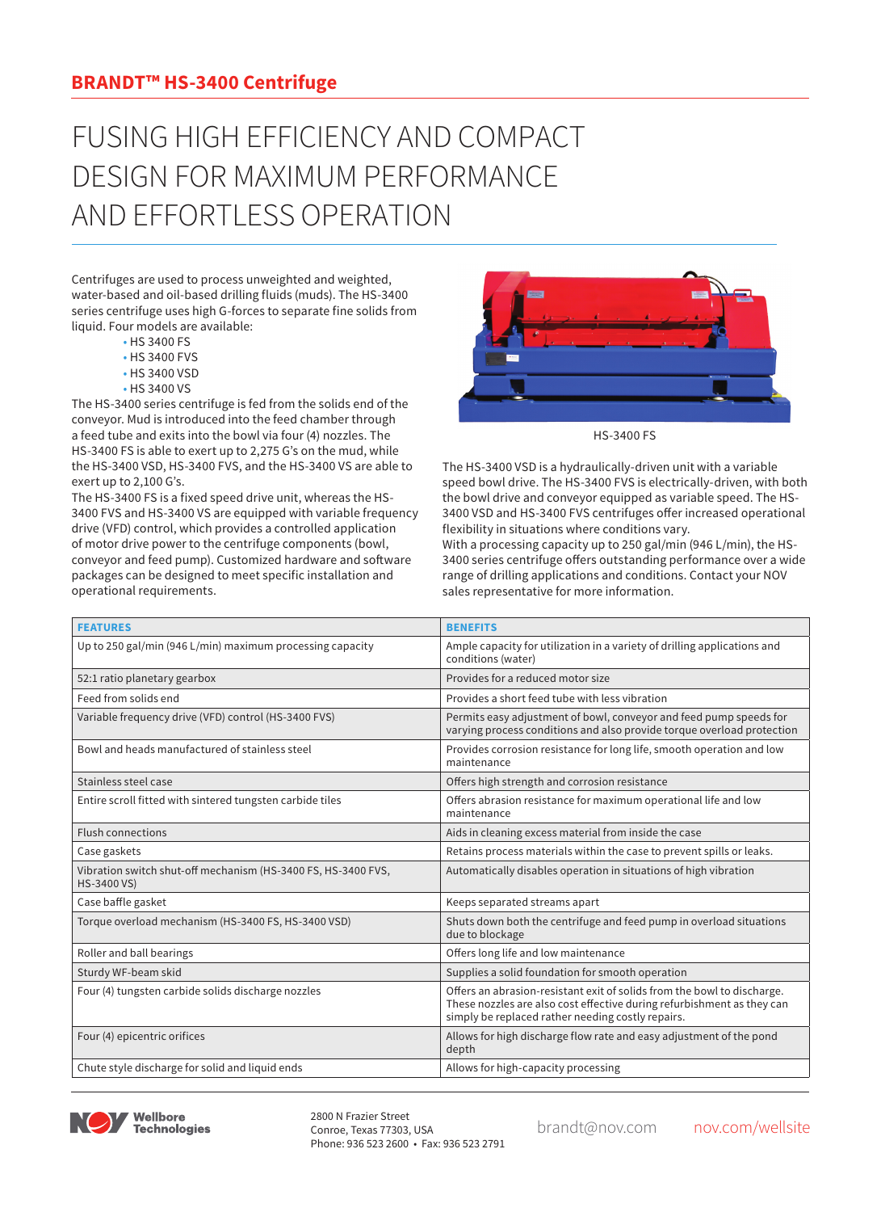## BRANDT™ HS-3400 Centrifuge

# FUSING HIGH EFFICIENCY AND COMPACT DESIGN FOR MAXIMUM PERFORMANCE AND EFFORTLESS OPERATION

Centrifuges are used to process unweighted and weighted, water-based and oil-based drilling fluids (muds). The HS-3400 series centrifuge uses high G-forces to separate fine solids from liquid. Four models are available:

- HS 3400 FS
- HS 3400 FVS
- HS 3400 VSD
- HS 3400 VS

The HS-3400 series centrifuge is fed from the solids end of the conveyor. Mud is introduced into the feed chamber through a feed tube and exits into the bowl via four (4) nozzles. The HS-3400 FS is able to exert up to 2,275 G's on the mud, while the HS-3400 VSD, HS-3400 FVS, and the HS-3400 VS are able to exert up to 2,100 G's.

The HS-3400 FS is a fixed speed drive unit, whereas the HS-3400 FVS and HS-3400 VS are equipped with variable frequency drive (VFD) control, which provides a controlled application of motor drive power to the centrifuge components (bowl, conveyor and feed pump). Customized hardware and software packages can be designed to meet specific installation and operational requirements.

HS-3400 FS

The HS-3400 VSD is a hydraulically-driven unit with a variable speed bowl drive. The HS-3400 FVS is electrically-driven, with both the bowl drive and conveyor equipped as variable speed. The HS-3400 VSD and HS-3400 FVS centrifuges offer increased operational flexibility in situations where conditions vary.

With a processing capacity up to 250 gal/min (946 L/min), the HS-3400 series centrifuge offers outstanding performance over a wide range of drilling applications and conditions. Contact your NOV sales representative for more information.

| FEATURES | BENEFITS |
|---|---|
| Up to 250 gal/min (946 L/min) maximum processing capacity | Ample capacity for utilization in a variety of drilling applications and conditions (water) |
| 52:1 ratio planetary gearbox | Provides for a reduced motor size |
| Feed from solids end | Provides a short feed tube with less vibration |
| Variable frequency drive (VFD) control (HS-3400 FVS) | Permits easy adjustment of bowl, conveyor and feed pump speeds for varying process conditions and also provide torque overload protection |
| Bowl and heads manufactured of stainless steel | Provides corrosion resistance for long life, smooth operation and low maintenance |
| Stainless steel case | Offers high strength and corrosion resistance |
| Entire scroll fitted with sintered tungsten carbide tiles | Offers abrasion resistance for maximum operational life and low maintenance |
| Flush connections | Aids in cleaning excess material from inside the case |
| Case gaskets | Retains process materials within the case to prevent spills or leaks. |
| Vibration switch shut-off mechanism (HS-3400 FS, HS-3400 FVS, HS-3400 VS) | Automatically disables operation in situations of high vibration |
| Case baffle gasket | Keeps separated streams apart |
| Torque overload mechanism (HS-3400 FS, HS-3400 VSD) | Shuts down both the centrifuge and feed pump in overload situations due to blockage |
| Roller and ball bearings | Offers long life and low maintenance |
| Sturdy WF-beam skid | Supplies a solid foundation for smooth operation |
| Four (4) tungsten carbide solids discharge nozzles | Offers an abrasion-resistant exit of solids from the bowl to discharge. These nozzles are also cost effective during refurbishment as they can simply be replaced rather needing costly repairs. |
| Four (4) epicentric orifices | Allows for high discharge flow rate and easy adjustment of the pond depth |
| Chute style discharge for solid and liquid ends | Allows for high-capacity processing |

Wellbore Technologies

2800 N Frazier Street
Conroe, Texas 77303, USA
Phone: 936 523 2600 • Fax: 936 523 2791

brandt@nov.com

nov.com/wellsite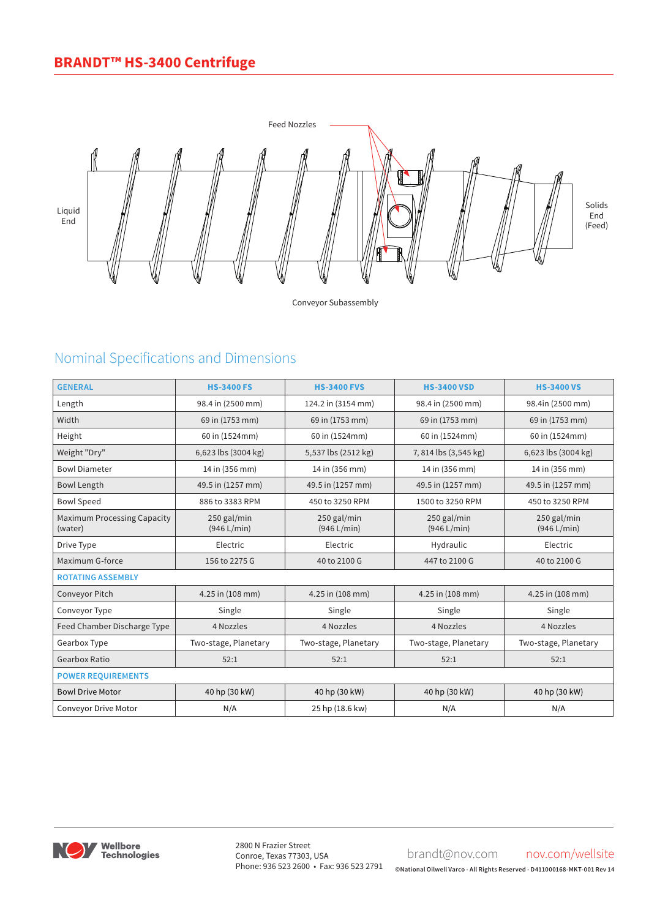## BRANDT™ HS-3400 Centrifuge

Feed Nozzles

Liquid End

Solids End (Feed)

Conveyor Subassembly

## Nominal Specifications and Dimensions

| GENERAL | HS-3400 FS | HS-3400 FVS | HS-3400 VSD | HS-3400 VS |
|---|---|---|---|---|
| Length | 98.4 in (2500 mm) | 124.2 in (3154 mm) | 98.4 in (2500 mm) | 98.4in (2500 mm) |
| Width | 69 in (1753 mm) | 69 in (1753 mm) | 69 in (1753 mm) | 69 in (1753 mm) |
| Height | 60 in (1524mm) | 60 in (1524mm) | 60 in (1524mm) | 60 in (1524mm) |
| Weight "Dry" | 6,623 lbs (3004 kg) | 5,537 lbs (2512 kg) | 7, 814 lbs (3,545 kg) | 6,623 lbs (3004 kg) |
| Bowl Diameter | 14 in (356 mm) | 14 in (356 mm) | 14 in (356 mm) | 14 in (356 mm) |
| Bowl Length | 49.5 in (1257 mm) | 49.5 in (1257 mm) | 49.5 in (1257 mm) | 49.5 in (1257 mm) |
| Bowl Speed | 886 to 3383 RPM | 450 to 3250 RPM | 1500 to 3250 RPM | 450 to 3250 RPM |
| Maximum Processing Capacity (water) | 250 gal/min (946 L/min) | 250 gal/min (946 L/min) | 250 gal/min (946 L/min) | 250 gal/min (946 L/min) |
| Drive Type | Electric | Electric | Hydraulic | Electric |
| Maximum G-force | 156 to 2275 G | 40 to 2100 G | 447 to 2100 G | 40 to 2100 G |
| **ROTATING ASSEMBLY** | | | | |
| Conveyor Pitch | 4.25 in (108 mm) | 4.25 in (108 mm) | 4.25 in (108 mm) | 4.25 in (108 mm) |
| Conveyor Type | Single | Single | Single | Single |
| Feed Chamber Discharge Type | 4 Nozzles | 4 Nozzles | 4 Nozzles | 4 Nozzles |
| Gearbox Type | Two-stage, Planetary | Two-stage, Planetary | Two-stage, Planetary | Two-stage, Planetary |
| Gearbox Ratio | 52:1 | 52:1 | 52:1 | 52:1 |
| **POWER REQUIREMENTS** | | | | |
| Bowl Drive Motor | 40 hp (30 kW) | 40 hp (30 kW) | 40 hp (30 kW) | 40 hp (30 kW) |
| Conveyor Drive Motor | N/A | 25 hp (18.6 kw) | N/A | N/A |

NOV Wellbore Technologies

2800 N Frazier Street
Conroe, Texas 77303, USA
Phone: 936 523 2600 • Fax: 936 523 2791

brandt@nov.com nov.com/wellsite

©National Oilwell Varco - All Rights Reserved - D411000168-MKT-001 Rev 14